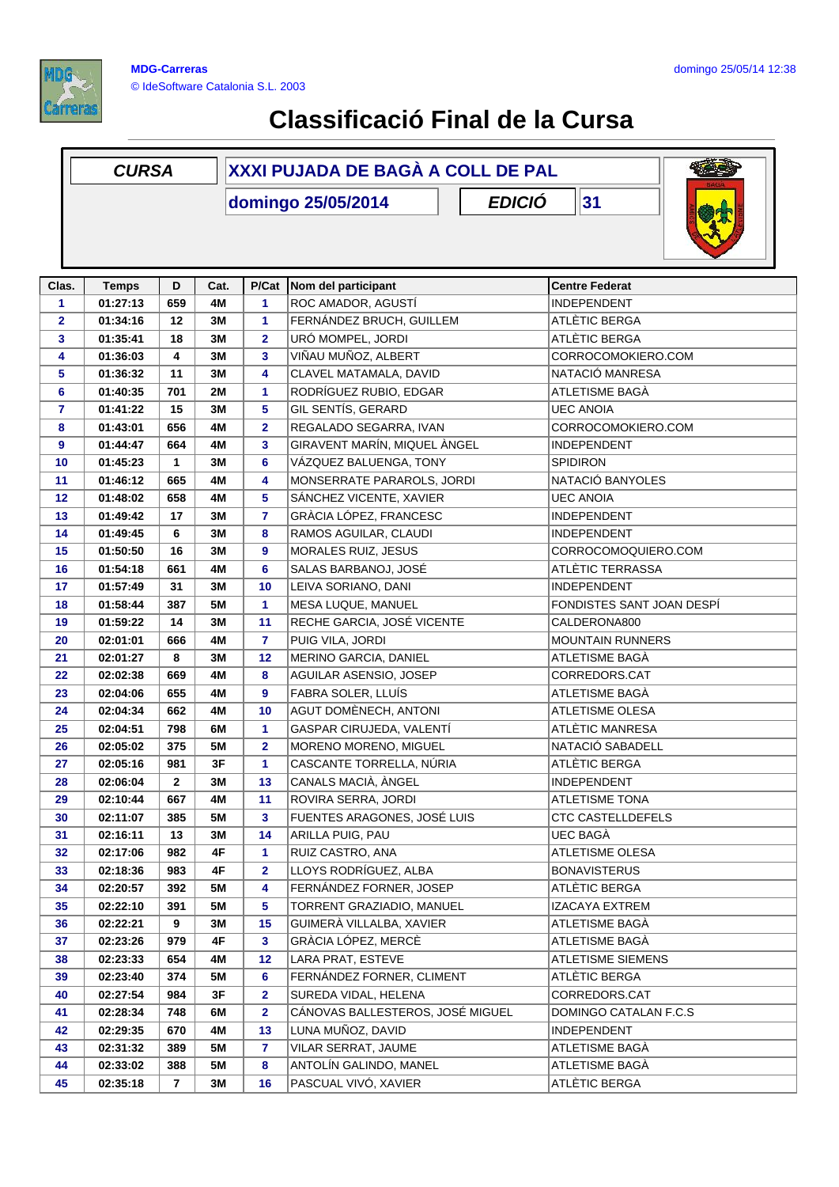# Classificació Final de la Cursa

| CURSA | XXXI PUJADA DE BAGÀ A COLL DE PAL |
|---|---|
| | domingo 25/05/2014 |
| EDICIÓ | 31 |

| Clas. | Temps | D | Cat. | P/Cat | Nom del participant | Centre Federat |
|---|---|---|---|---|---|---|
| 1 | 01:27:13 | 659 | 4M | 1 | ROC AMADOR, AGUSTÍ | INDEPENDENT |
| 2 | 01:34:16 | 12 | 3M | 1 | FERNÁNDEZ BRUCH, GUILLEM | ATLÈTIC BERGA |
| 3 | 01:35:41 | 18 | 3M | 2 | URÓ MOMPEL, JORDI | ATLÈTIC BERGA |
| 4 | 01:36:03 | 4 | 3M | 3 | VIÑAU MUÑOZ, ALBERT | CORROCOMOKIERO.COM |
| 5 | 01:36:32 | 11 | 3M | 4 | CLAVEL MATAMALA, DAVID | NATACIÓ MANRESA |
| 6 | 01:40:35 | 701 | 2M | 1 | RODRÍGUEZ RUBIO, EDGAR | ATLETISME BAGÀ |
| 7 | 01:41:22 | 15 | 3M | 5 | GIL SENTÍS, GERARD | UEC ANOIA |
| 8 | 01:43:01 | 656 | 4M | 2 | REGALADO SEGARRA, IVAN | CORROCOMOKIERO.COM |
| 9 | 01:44:47 | 664 | 4M | 3 | GIRAVENT MARÍN, MIQUEL ÀNGEL | INDEPENDENT |
| 10 | 01:45:23 | 1 | 3M | 6 | VÁZQUEZ BALUENGA, TONY | SPIDIRON |
| 11 | 01:46:12 | 665 | 4M | 4 | MONSERRATE PARAROLS, JORDI | NATACIÓ BANYOLES |
| 12 | 01:48:02 | 658 | 4M | 5 | SÁNCHEZ VICENTE, XAVIER | UEC ANOIA |
| 13 | 01:49:42 | 17 | 3M | 7 | GRÀCIA LÓPEZ, FRANCESC | INDEPENDENT |
| 14 | 01:49:45 | 6 | 3M | 8 | RAMOS AGUILAR, CLAUDI | INDEPENDENT |
| 15 | 01:50:50 | 16 | 3M | 9 | MORALES RUIZ, JESUS | CORROCOMOQUIERO.COM |
| 16 | 01:54:18 | 661 | 4M | 6 | SALAS BARBANOJ, JOSÉ | ATLÈTIC TERRASSA |
| 17 | 01:57:49 | 31 | 3M | 10 | LEIVA SORIANO, DANI | INDEPENDENT |
| 18 | 01:58:44 | 387 | 5M | 1 | MESA LUQUE, MANUEL | FONDISTES SANT JOAN DESPÍ |
| 19 | 01:59:22 | 14 | 3M | 11 | RECHE GARCIA, JOSÉ VICENTE | CALDERONA800 |
| 20 | 02:01:01 | 666 | 4M | 7 | PUIG VILA, JORDI | MOUNTAIN RUNNERS |
| 21 | 02:01:27 | 8 | 3M | 12 | MERINO GARCIA, DANIEL | ATLETISME BAGÀ |
| 22 | 02:02:38 | 669 | 4M | 8 | AGUILAR ASENSIO, JOSEP | CORREDORS.CAT |
| 23 | 02:04:06 | 655 | 4M | 9 | FABRA SOLER, LLUÍS | ATLETISME BAGÀ |
| 24 | 02:04:34 | 662 | 4M | 10 | AGUT DOMÈNECH, ANTONI | ATLETISME OLESA |
| 25 | 02:04:51 | 798 | 6M | 1 | GASPAR CIRUJEDA, VALENTÍ | ATLÈTIC MANRESA |
| 26 | 02:05:02 | 375 | 5M | 2 | MORENO MORENO, MIGUEL | NATACIÓ SABADELL |
| 27 | 02:05:16 | 981 | 3F | 1 | CASCANTE TORRELLA, NÚRIA | ATLÈTIC BERGA |
| 28 | 02:06:04 | 2 | 3M | 13 | CANALS MACIÀ, ÀNGEL | INDEPENDENT |
| 29 | 02:10:44 | 667 | 4M | 11 | ROVIRA SERRA, JORDI | ATLETISME TONA |
| 30 | 02:11:07 | 385 | 5M | 3 | FUENTES ARAGONES, JOSÉ LUIS | CTC CASTELLDEFELS |
| 31 | 02:16:11 | 13 | 3M | 14 | ARILLA PUIG, PAU | UEC BAGÀ |
| 32 | 02:17:06 | 982 | 4F | 1 | RUIZ CASTRO, ANA | ATLETISME OLESA |
| 33 | 02:18:36 | 983 | 4F | 2 | LLOYS RODRÍGUEZ, ALBA | BONAVISTERUS |
| 34 | 02:20:57 | 392 | 5M | 4 | FERNÁNDEZ FORNER, JOSEP | ATLÈTIC BERGA |
| 35 | 02:22:10 | 391 | 5M | 5 | TORRENT GRAZIADIO, MANUEL | IZACAYA EXTREM |
| 36 | 02:22:21 | 9 | 3M | 15 | GUIMERÀ VILLALBA, XAVIER | ATLETISME BAGÀ |
| 37 | 02:23:26 | 979 | 4F | 3 | GRÀCIA LÓPEZ, MERCÈ | ATLETISME BAGÀ |
| 38 | 02:23:33 | 654 | 4M | 12 | LARA PRAT, ESTEVE | ATLETISME SIEMENS |
| 39 | 02:23:40 | 374 | 5M | 6 | FERNÁNDEZ FORNER, CLIMENT | ATLÈTIC BERGA |
| 40 | 02:27:54 | 984 | 3F | 2 | SUREDA VIDAL, HELENA | CORREDORS.CAT |
| 41 | 02:28:34 | 748 | 6M | 2 | CÁNOVAS BALLESTEROS, JOSÉ MIGUEL | DOMINGO CATALAN F.C.S |
| 42 | 02:29:35 | 670 | 4M | 13 | LUNA MUÑOZ, DAVID | INDEPENDENT |
| 43 | 02:31:32 | 389 | 5M | 7 | VILAR SERRAT, JAUME | ATLETISME BAGÀ |
| 44 | 02:33:02 | 388 | 5M | 8 | ANTOLÍN GALINDO, MANEL | ATLETISME BAGÀ |
| 45 | 02:35:18 | 7 | 3M | 16 | PASCUAL VIVÓ, XAVIER | ATLÈTIC BERGA |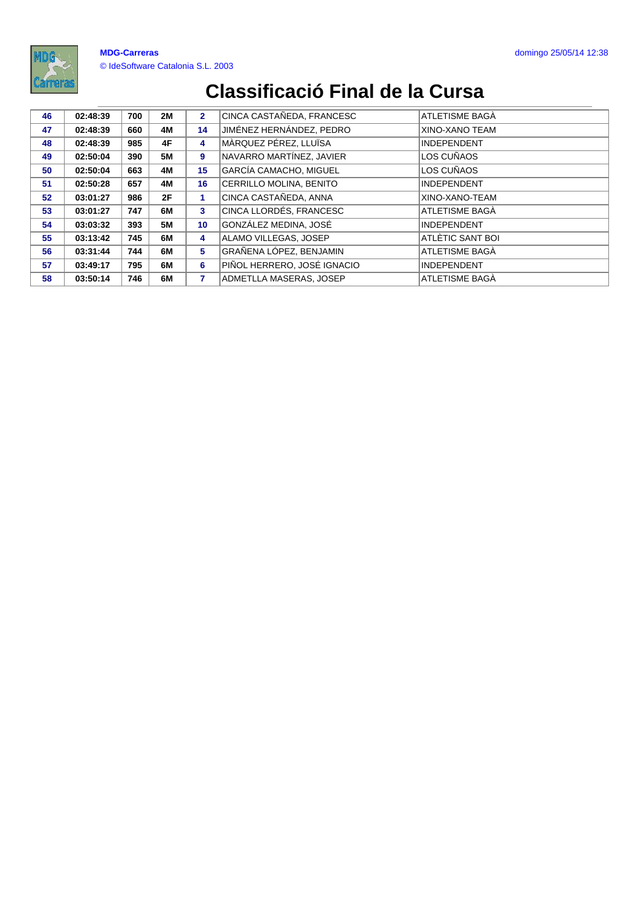# Classificació Final de la Cursa

| | | | | | | |
|---|---|---|---|---|---|---|
| 46 | 02:48:39 | 700 | 2M | 2 | CINCA CASTAÑEDA, FRANCESC | ATLETISME BAGÀ |
| 47 | 02:48:39 | 660 | 4M | 14 | JIMÉNEZ HERNÁNDEZ, PEDRO | XINO-XANO TEAM |
| 48 | 02:48:39 | 985 | 4F | 4 | MÀRQUEZ PÉREZ, LLUÏSA | INDEPENDENT |
| 49 | 02:50:04 | 390 | 5M | 9 | NAVARRO MARTÍNEZ, JAVIER | LOS CUÑAOS |
| 50 | 02:50:04 | 663 | 4M | 15 | GARCÍA CAMACHO, MIGUEL | LOS CUÑAOS |
| 51 | 02:50:28 | 657 | 4M | 16 | CERRILLO MOLINA, BENITO | INDEPENDENT |
| 52 | 03:01:27 | 986 | 2F | 1 | CINCA CASTAÑEDA, ANNA | XINO-XANO-TEAM |
| 53 | 03:01:27 | 747 | 6M | 3 | CINCA LLORDÉS, FRANCESC | ATLETISME BAGÀ |
| 54 | 03:03:32 | 393 | 5M | 10 | GONZÁLEZ MEDINA, JOSÉ | INDEPENDENT |
| 55 | 03:13:42 | 745 | 6M | 4 | ALAMO VILLEGAS, JOSEP | ATLÈTIC SANT BOI |
| 56 | 03:31:44 | 744 | 6M | 5 | GRAÑENA LÓPEZ, BENJAMIN | ATLETISME BAGÀ |
| 57 | 03:49:17 | 795 | 6M | 6 | PIÑOL HERRERO, JOSÉ IGNACIO | INDEPENDENT |
| 58 | 03:50:14 | 746 | 6M | 7 | ADMETLLA MASERAS, JOSEP | ATLETISME BAGÀ |